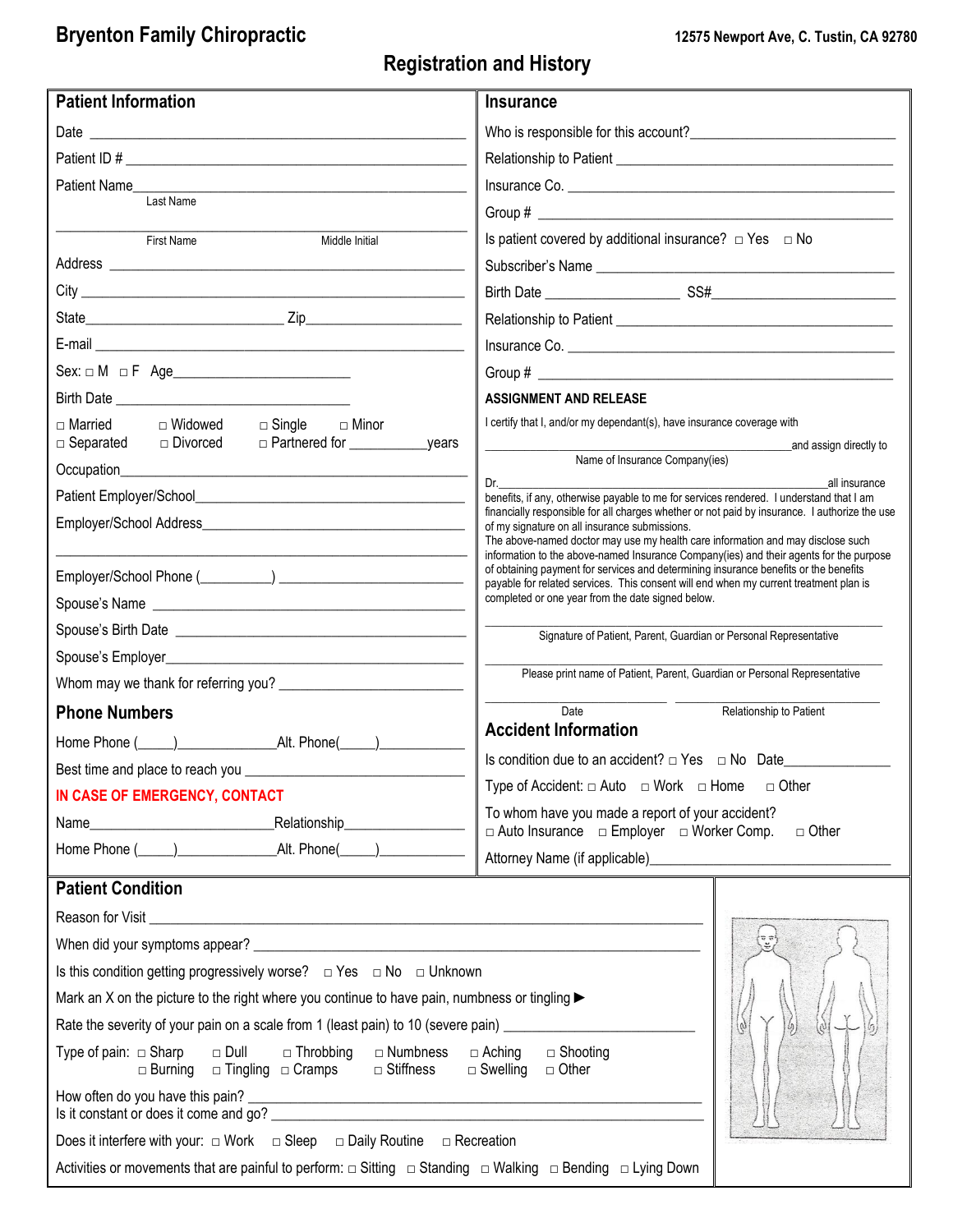# Bryenton Family Chiropractic

12575 Newport Ave, C. Tustin, CA 92780

## Registration and History

### Patient Information

Date ______________________________

Patient ID # ______________________________

Patient Name ______________________________
Last Name

______________________________
First Name Middle Initial

Address ______________________________

City ______________________________

State ______________ Zip ______________

E-mail ______________________________

Sex: □ M □ F Age______________

Birth Date ______________________________

□ Married □ Widowed □ Single □ Minor
□ Separated □ Divorced □ Partnered for __________ years

Occupation ______________________________

Patient Employer/School ______________________________

Employer/School Address ______________________________

______________________________

Employer/School Phone (_________) ______________________

Spouse's Name ______________________________

Spouse's Birth Date ______________________________

Spouse's Employer ______________________________

Whom may we thank for referring you? ______________________

### Phone Numbers

Home Phone (_____)_____________ Alt. Phone(_____)____________

Best time and place to reach you ______________________________

**IN CASE OF EMERGENCY, CONTACT**

Name________________________ Relationship________________

Home Phone (_____)_____________ Alt. Phone(_____)____________

### Insurance

Who is responsible for this account? ______________________

Relationship to Patient ______________________________

Insurance Co. ______________________________

Group # ______________________________

Is patient covered by additional insurance? □ Yes □ No

Subscriber's Name ______________________________

Birth Date ________________ SS# ________________

Relationship to Patient ______________________________

Insurance Co. ______________________________

Group # ______________________________

**ASSIGNMENT AND RELEASE**

I certify that I, and/or my dependant(s), have insurance coverage with

______________________________ and assign directly to
Name of Insurance Company(ies)

Dr.______________________________ all insurance benefits, if any, otherwise payable to me for services rendered. I understand that I am financially responsible for all charges whether or not paid by insurance. I authorize the use of my signature on all insurance submissions.
The above-named doctor may use my health care information and may disclose such information to the above-named Insurance Company(ies) and their agents for the purpose of obtaining payment for services and determining insurance benefits or the benefits payable for related services. This consent will end when my current treatment plan is completed or one year from the date signed below.

______________________________
Signature of Patient, Parent, Guardian or Personal Representative

______________________________
Please print name of Patient, Parent, Guardian or Personal Representative

______________________ ______________________
Date Relationship to Patient

### Accident Information

Is condition due to an accident? □ Yes □ No Date______________

Type of Accident: □ Auto □ Work □ Home □ Other

To whom have you made a report of your accident?
□ Auto Insurance □ Employer □ Worker Comp. □ Other

Attorney Name (if applicable)______________________________

### Patient Condition

Reason for Visit ______________________________

When did your symptoms appear? ______________________________

Is this condition getting progressively worse? □ Yes □ No □ Unknown

Mark an X on the picture to the right where you continue to have pain, numbness or tingling ►

Rate the severity of your pain on a scale from 1 (least pain) to 10 (severe pain) ______________________

Type of pain: □ Sharp □ Dull □ Throbbing □ Numbness □ Aching □ Shooting
□ Burning □ Tingling □ Cramps □ Stiffness □ Swelling □ Other

How often do you have this pain? ______________________________
Is it constant or does it come and go? ______________________________

Does it interfere with your: □ Work □ Sleep □ Daily Routine □ Recreation

Activities or movements that are painful to perform: □ Sitting □ Standing □ Walking □ Bending □ Lying Down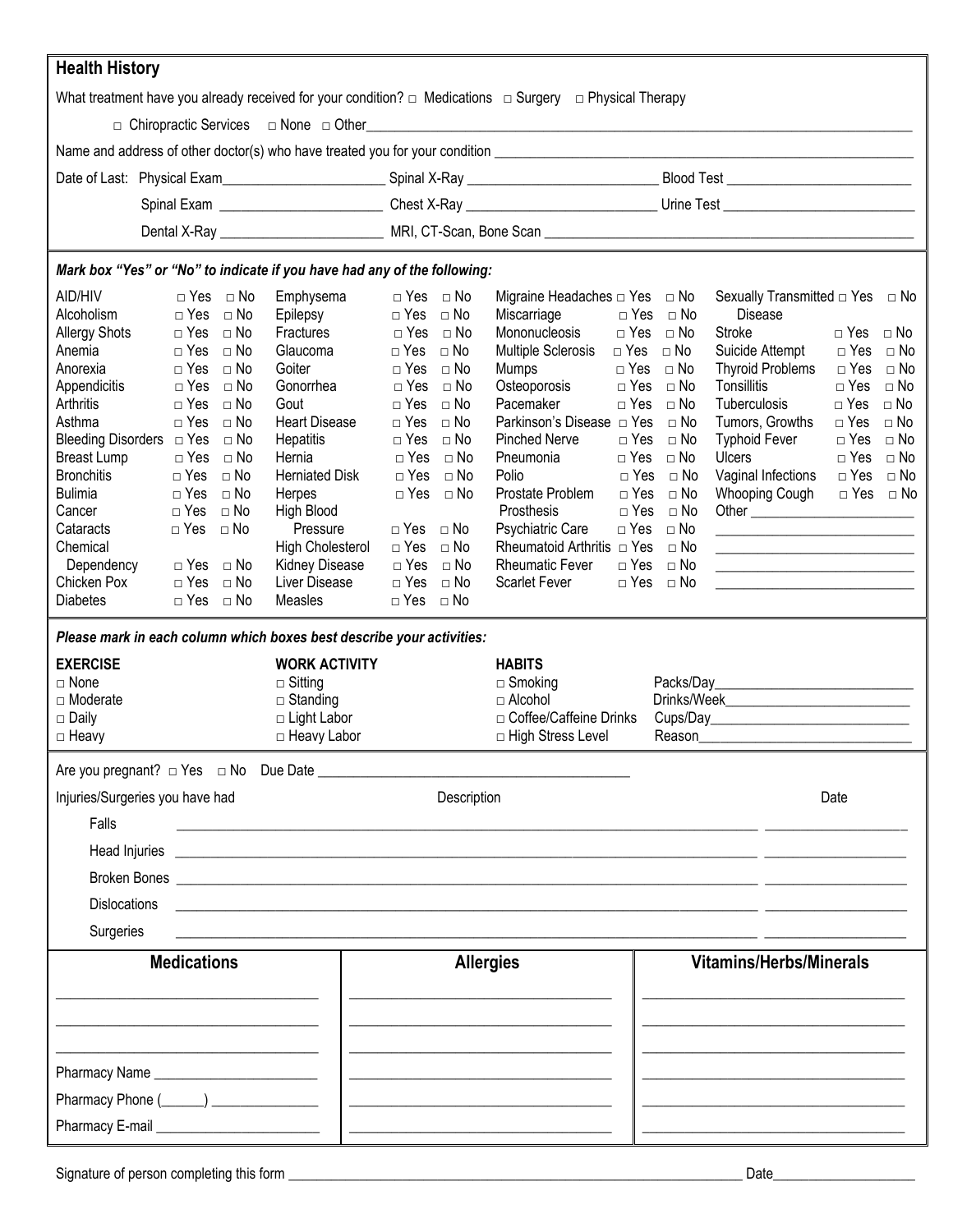## Health History

What treatment have you already received for your condition? □ Medications □ Surgery □ Physical Therapy

□ Chiropractic Services □ None □ Other\_\_\_\_\_\_\_\_\_\_\_\_\_\_\_\_\_\_\_\_\_\_\_\_\_\_\_\_\_\_\_\_\_\_\_\_\_\_\_\_

Name and address of other doctor(s) who have treated you for your condition \_\_\_\_\_\_\_\_\_\_\_\_\_\_\_\_\_\_\_\_\_\_\_\_\_\_\_\_\_\_\_\_

Date of Last: Physical Exam\_\_\_\_\_\_\_\_\_\_\_\_\_\_\_\_\_\_ Spinal X-Ray \_\_\_\_\_\_\_\_\_\_\_\_\_\_\_\_\_\_ Blood Test \_\_\_\_\_\_\_\_\_\_\_\_\_\_\_\_\_\_

Spinal Exam \_\_\_\_\_\_\_\_\_\_\_\_\_\_\_\_\_\_ Chest X-Ray \_\_\_\_\_\_\_\_\_\_\_\_\_\_\_\_\_\_ Urine Test \_\_\_\_\_\_\_\_\_\_\_\_\_\_\_\_\_\_

Dental X-Ray \_\_\_\_\_\_\_\_\_\_\_\_\_\_\_\_\_\_ MRI, CT-Scan, Bone Scan \_\_\_\_\_\_\_\_\_\_\_\_\_\_\_\_\_\_\_\_\_\_\_\_\_\_\_\_\_\_\_\_

*Mark box "Yes" or "No" to indicate if you have had any of the following:*

| | | | | | | | |
|---|---|---|---|---|---|---|---|
| AID/HIV | □ Yes □ No | Emphysema | □ Yes □ No | Migraine Headaches | □ Yes □ No | Sexually Transmitted Disease | □ Yes □ No |
| Alcoholism | □ Yes □ No | Epilepsy | □ Yes □ No | Miscarriage | □ Yes □ No | Stroke | □ Yes □ No |
| Allergy Shots | □ Yes □ No | Fractures | □ Yes □ No | Mononucleosis | □ Yes □ No | Suicide Attempt | □ Yes □ No |
| Anemia | □ Yes □ No | Glaucoma | □ Yes □ No | Multiple Sclerosis | □ Yes □ No | Thyroid Problems | □ Yes □ No |
| Anorexia | □ Yes □ No | Goiter | □ Yes □ No | Mumps | □ Yes □ No | Tonsillitis | □ Yes □ No |
| Appendicitis | □ Yes □ No | Gonorrhea | □ Yes □ No | Osteoporosis | □ Yes □ No | Tuberculosis | □ Yes □ No |
| Arthritis | □ Yes □ No | Gout | □ Yes □ No | Pacemaker | □ Yes □ No | Tumors, Growths | □ Yes □ No |
| Asthma | □ Yes □ No | Heart Disease | □ Yes □ No | Parkinson's Disease | □ Yes □ No | Typhoid Fever | □ Yes □ No |
| Bleeding Disorders | □ Yes □ No | Hepatitis | □ Yes □ No | Pinched Nerve | □ Yes □ No | Ulcers | □ Yes □ No |
| Breast Lump | □ Yes □ No | Hernia | □ Yes □ No | Pneumonia | □ Yes □ No | Vaginal Infections | □ Yes □ No |
| Bronchitis | □ Yes □ No | Herniated Disk | □ Yes □ No | Polio | □ Yes □ No | Whooping Cough | □ Yes □ No |
| Bulimia | □ Yes □ No | Herpes | □ Yes □ No | Prostate Problem | □ Yes □ No | Other \_\_\_\_\_\_\_\_\_\_ | |
| Cancer | □ Yes □ No | High Blood Pressure | □ Yes □ No | Prosthesis | □ Yes □ No | \_\_\_\_\_\_\_\_\_\_ | |
| Cataracts | □ Yes □ No | High Cholesterol | □ Yes □ No | Psychiatric Care | □ Yes □ No | \_\_\_\_\_\_\_\_\_\_ | |
| Chemical Dependency | □ Yes □ No | Kidney Disease | □ Yes □ No | Rheumatoid Arthritis | □ Yes □ No | \_\_\_\_\_\_\_\_\_\_ | |
| Chicken Pox | □ Yes □ No | Liver Disease | □ Yes □ No | Rheumatic Fever | □ Yes □ No | \_\_\_\_\_\_\_\_\_\_ | |
| Diabetes | □ Yes □ No | Measles | □ Yes □ No | Scarlet Fever | □ Yes □ No | | |

*Please mark in each column which boxes best describe your activities:*

| EXERCISE | WORK ACTIVITY | HABITS | |
|---|---|---|---|
| □ None | □ Sitting | □ Smoking | Packs/Day\_\_\_\_\_\_\_\_\_\_ |
| □ Moderate | □ Standing | □ Alcohol | Drinks/Week\_\_\_\_\_\_\_\_\_\_ |
| □ Daily | □ Light Labor | □ Coffee/Caffeine Drinks | Cups/Day\_\_\_\_\_\_\_\_\_\_ |
| □ Heavy | □ Heavy Labor | □ High Stress Level | Reason\_\_\_\_\_\_\_\_\_\_ |

Are you pregnant? □ Yes □ No Due Date \_\_\_\_\_\_\_\_\_\_\_\_\_\_\_\_\_\_\_\_

| Injuries/Surgeries you have had | Description | Date |
|---|---|---|
| Falls | \_\_\_\_\_\_\_\_\_\_\_\_\_\_\_\_\_\_\_\_ | \_\_\_\_\_\_\_\_\_\_ |
| Head Injuries | \_\_\_\_\_\_\_\_\_\_\_\_\_\_\_\_\_\_\_\_ | \_\_\_\_\_\_\_\_\_\_ |
| Broken Bones | \_\_\_\_\_\_\_\_\_\_\_\_\_\_\_\_\_\_\_\_ | \_\_\_\_\_\_\_\_\_\_ |
| Dislocations | \_\_\_\_\_\_\_\_\_\_\_\_\_\_\_\_\_\_\_\_ | \_\_\_\_\_\_\_\_\_\_ |
| Surgeries | \_\_\_\_\_\_\_\_\_\_\_\_\_\_\_\_\_\_\_\_ | \_\_\_\_\_\_\_\_\_\_ |

| Medications | Allergies | Vitamins/Herbs/Minerals |
|---|---|---|
| \_\_\_\_\_\_\_\_\_\_ | \_\_\_\_\_\_\_\_\_\_ | \_\_\_\_\_\_\_\_\_\_ |
| \_\_\_\_\_\_\_\_\_\_ | \_\_\_\_\_\_\_\_\_\_ | \_\_\_\_\_\_\_\_\_\_ |
| \_\_\_\_\_\_\_\_\_\_ | \_\_\_\_\_\_\_\_\_\_ | \_\_\_\_\_\_\_\_\_\_ |
| Pharmacy Name \_\_\_\_\_\_\_\_\_\_ | \_\_\_\_\_\_\_\_\_\_ | \_\_\_\_\_\_\_\_\_\_ |
| Pharmacy Phone (\_\_\_\_) \_\_\_\_\_\_\_\_\_\_ | \_\_\_\_\_\_\_\_\_\_ | \_\_\_\_\_\_\_\_\_\_ |
| Pharmacy E-mail \_\_\_\_\_\_\_\_\_\_ | \_\_\_\_\_\_\_\_\_\_ | \_\_\_\_\_\_\_\_\_\_ |

Signature of person completing this form \_\_\_\_\_\_\_\_\_\_\_\_\_\_\_\_\_\_\_\_\_\_\_\_\_\_\_\_\_\_ Date\_\_\_\_\_\_\_\_\_\_\_\_